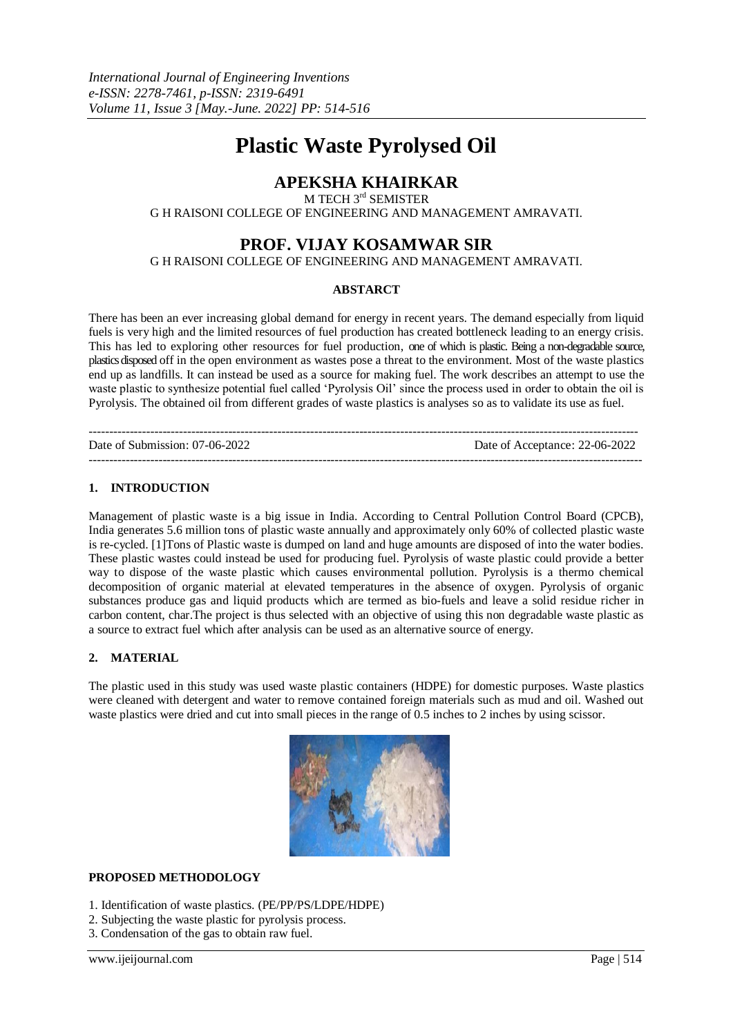# Plastic Waste Pyrolysed Oil

## APEKSHA KHAIRKAR

M TECH 3rd SEMISTER

G H RAISONI COLLEGE OF ENGINEERING AND MANAGEMENT AMRAVATI.

## PROF. VIJAY KOSAMWAR SIR

G H RAISONI COLLEGE OF ENGINEERING AND MANAGEMENT AMRAVATI.

### ABSTARCT

There has been an ever increasing global demand for energy in recent years. The demand especially from liquid fuels is very high and the limited resources of fuel production has created bottleneck leading to an energy crisis. This has led to exploring other resources for fuel production, one of which is plastic. Being a non-degradable source, plastics disposed off in the open environment as wastes pose a threat to the environment. Most of the waste plastics end up as landfills. It can instead be used as a source for making fuel. The work describes an attempt to use the waste plastic to synthesize potential fuel called 'Pyrolysis Oil' since the process used in order to obtain the oil is Pyrolysis. The obtained oil from different grades of waste plastics is analyses so as to validate its use as fuel.

---

Date of Submission: 07-06-2022 Date of Acceptance: 22-06-2022

---

## 1. INTRODUCTION

Management of plastic waste is a big issue in India. According to Central Pollution Control Board (CPCB), India generates 5.6 million tons of plastic waste annually and approximately only 60% of collected plastic waste is re-cycled. [1]Tons of Plastic waste is dumped on land and huge amounts are disposed of into the water bodies. These plastic wastes could instead be used for producing fuel. Pyrolysis of waste plastic could provide a better way to dispose of the waste plastic which causes environmental pollution. Pyrolysis is a thermo chemical decomposition of organic material at elevated temperatures in the absence of oxygen. Pyrolysis of organic substances produce gas and liquid products which are termed as bio-fuels and leave a solid residue richer in carbon content, char.The project is thus selected with an objective of using this non degradable waste plastic as a source to extract fuel which after analysis can be used as an alternative source of energy.

## 2. MATERIAL

The plastic used in this study was used waste plastic containers (HDPE) for domestic purposes. Waste plastics were cleaned with detergent and water to remove contained foreign materials such as mud and oil. Washed out waste plastics were dried and cut into small pieces in the range of 0.5 inches to 2 inches by using scissor.

### PROPOSED METHODOLOGY

1. Identification of waste plastics. (PE/PP/PS/LDPE/HDPE)
2. Subjecting the waste plastic for pyrolysis process.
3. Condensation of the gas to obtain raw fuel.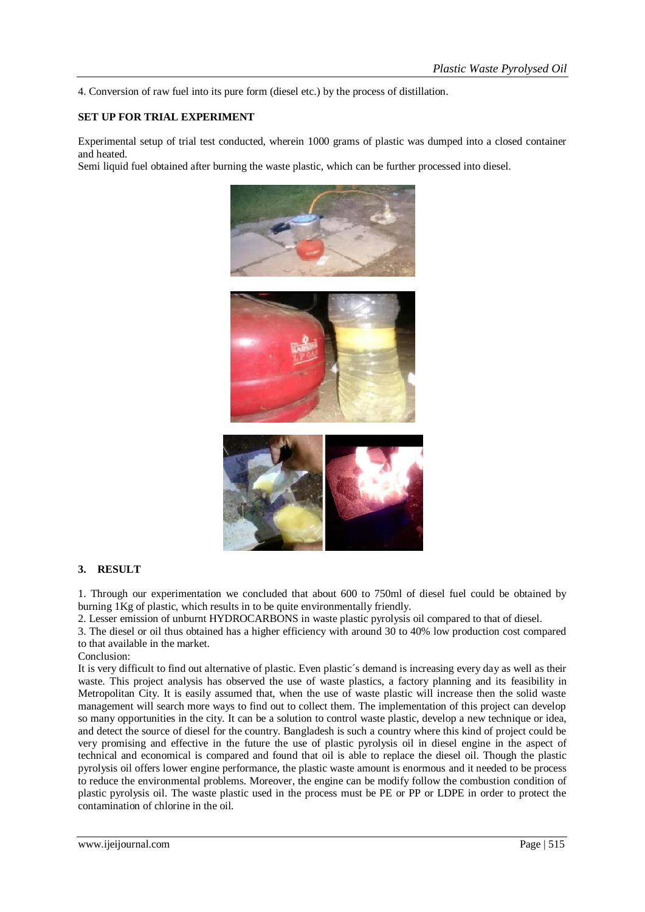4. Conversion of raw fuel into its pure form (diesel etc.) by the process of distillation.

**SET UP FOR TRIAL EXPERIMENT**

Experimental setup of trial test conducted, wherein 1000 grams of plastic was dumped into a closed container and heated.
Semi liquid fuel obtained after burning the waste plastic, which can be further processed into diesel.

## 3. RESULT

1. Through our experimentation we concluded that about 600 to 750ml of diesel fuel could be obtained by burning 1Kg of plastic, which results in to be quite environmentally friendly.
2. Lesser emission of unburnt HYDROCARBONS in waste plastic pyrolysis oil compared to that of diesel.
3. The diesel or oil thus obtained has a higher efficiency with around 30 to 40% low production cost compared to that available in the market.

Conclusion:

It is very difficult to find out alternative of plastic. Even plastic´s demand is increasing every day as well as their waste. This project analysis has observed the use of waste plastics, a factory planning and its feasibility in Metropolitan City. It is easily assumed that, when the use of waste plastic will increase then the solid waste management will search more ways to find out to collect them. The implementation of this project can develop so many opportunities in the city. It can be a solution to control waste plastic, develop a new technique or idea, and detect the source of diesel for the country. Bangladesh is such a country where this kind of project could be very promising and effective in the future the use of plastic pyrolysis oil in diesel engine in the aspect of technical and economical is compared and found that oil is able to replace the diesel oil. Though the plastic pyrolysis oil offers lower engine performance, the plastic waste amount is enormous and it needed to be process to reduce the environmental problems. Moreover, the engine can be modify follow the combustion condition of plastic pyrolysis oil. The waste plastic used in the process must be PE or PP or LDPE in order to protect the contamination of chlorine in the oil.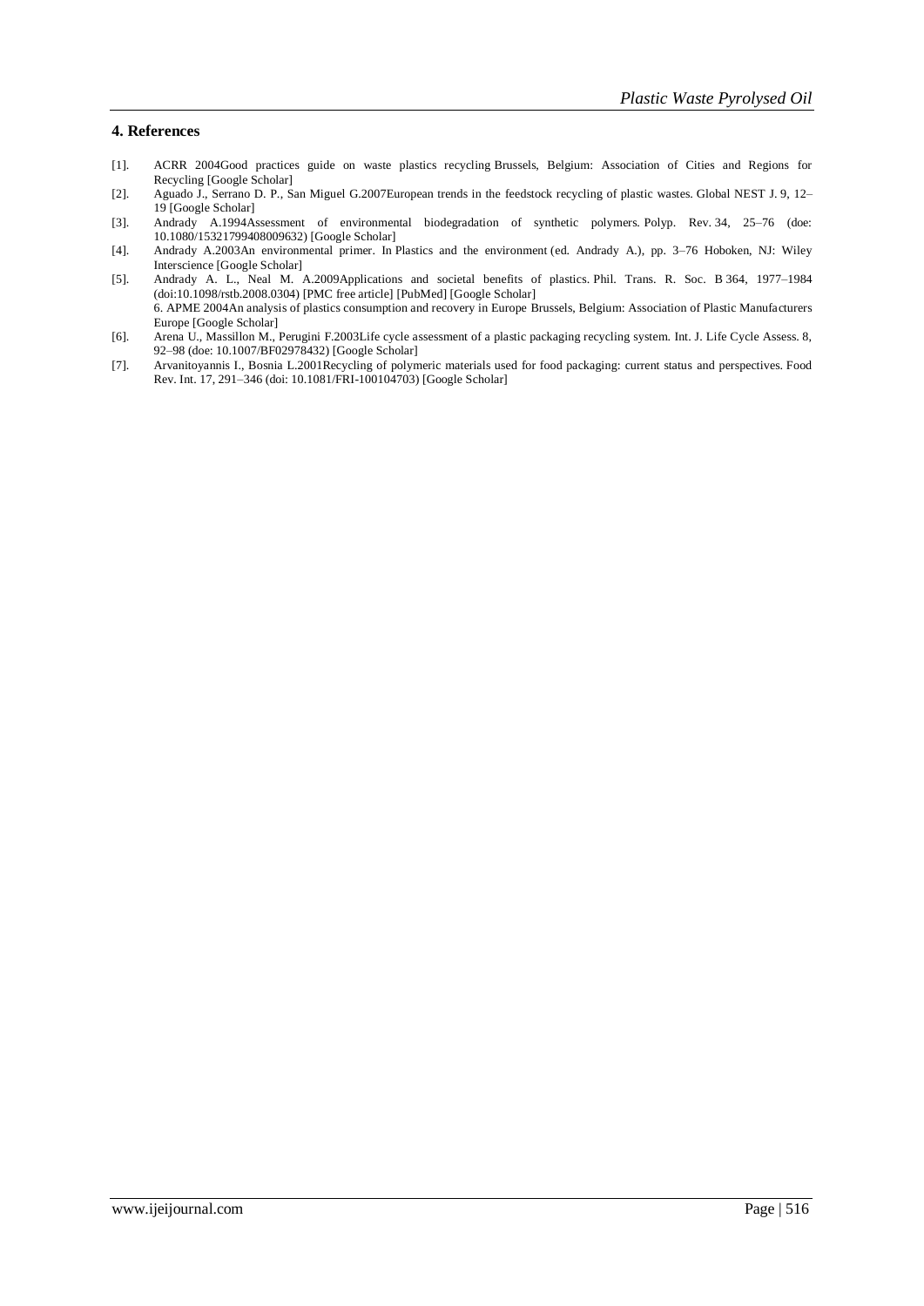## 4. References

[1]. ACRR 2004Good practices guide on waste plastics recycling Brussels, Belgium: Association of Cities and Regions for Recycling [Google Scholar]

[2]. Aguado J., Serrano D. P., San Miguel G.2007European trends in the feedstock recycling of plastic wastes. Global NEST J. 9, 12–19 [Google Scholar]

[3]. Andrady A.1994Assessment of environmental biodegradation of synthetic polymers. Polyp. Rev. 34, 25–76 (doe: 10.1080/15321799408009632) [Google Scholar]

[4]. Andrady A.2003An environmental primer. In Plastics and the environment (ed. Andrady A.), pp. 3–76 Hoboken, NJ: Wiley Interscience [Google Scholar]

[5]. Andrady A. L., Neal M. A.2009Applications and societal benefits of plastics. Phil. Trans. R. Soc. B 364, 1977–1984 (doi:10.1098/rstb.2008.0304) [PMC free article] [PubMed] [Google Scholar]
6. APME 2004An analysis of plastics consumption and recovery in Europe Brussels, Belgium: Association of Plastic Manufacturers Europe [Google Scholar]

[6]. Arena U., Massillon M., Perugini F.2003Life cycle assessment of a plastic packaging recycling system. Int. J. Life Cycle Assess. 8, 92–98 (doe: 10.1007/BF02978432) [Google Scholar]

[7]. Arvanitoyannis I., Bosnia L.2001Recycling of polymeric materials used for food packaging: current status and perspectives. Food Rev. Int. 17, 291–346 (doi: 10.1081/FRI-100104703) [Google Scholar]